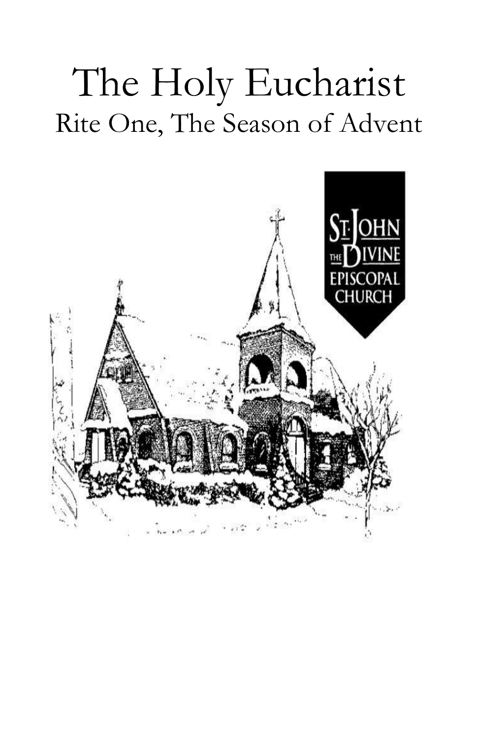# The Holy Eucharist

## Rite One, The Season of Advent

St. John the Divine Episcopal Church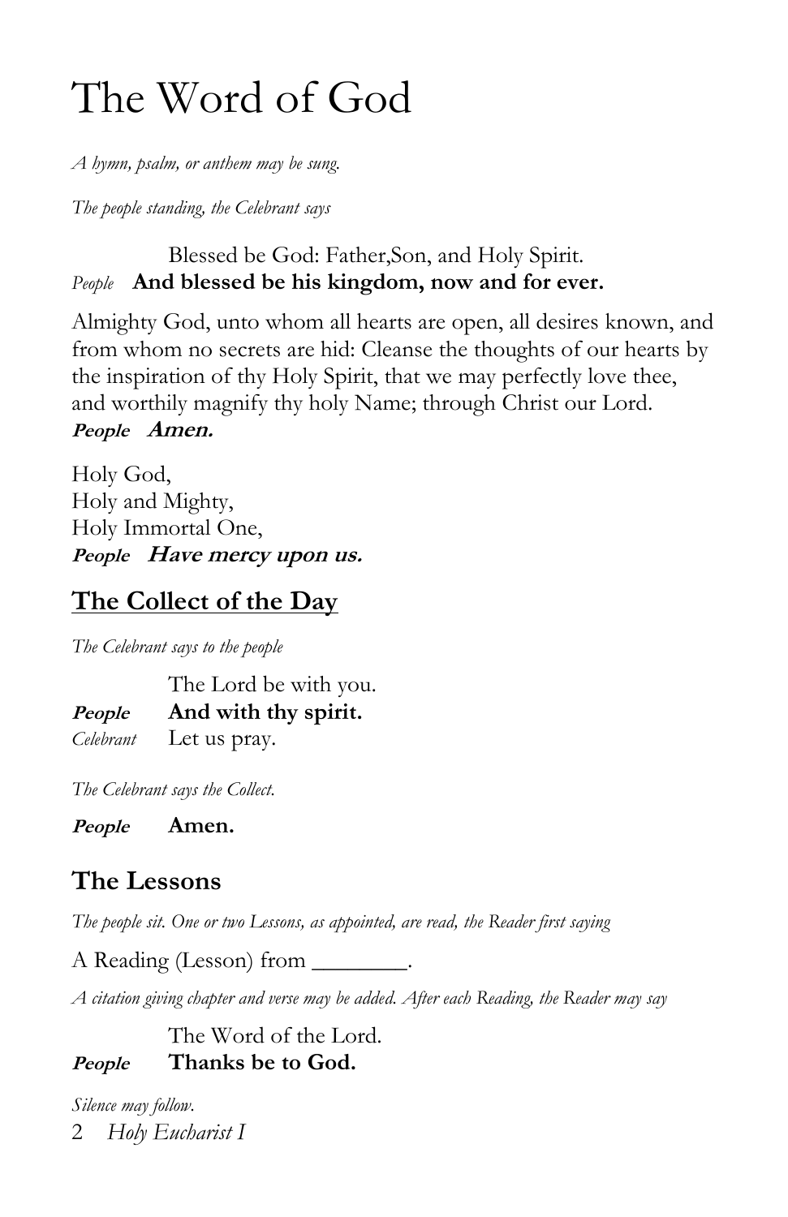# The Word of God

*A hymn, psalm, or anthem may be sung.*

*The people standing, the Celebrant says*

Blessed be God: Father,Son, and Holy Spirit.
*People* **And blessed be his kingdom, now and for ever.**

Almighty God, unto whom all hearts are open, all desires known, and from whom no secrets are hid: Cleanse the thoughts of our hearts by the inspiration of thy Holy Spirit, that we may perfectly love thee, and worthily magnify thy holy Name; through Christ our Lord.
***People*** ***Amen.***

Holy God,
Holy and Mighty,
Holy Immortal One,
***People*** ***Have mercy upon us.***

## The Collect of the Day

*The Celebrant says to the people*

The Lord be with you.
***People*** **And with thy spirit.**
*Celebrant* Let us pray.

*The Celebrant says the Collect.*

***People*** **Amen.**

## The Lessons

*The people sit. One or two Lessons, as appointed, are read, the Reader first saying*

A Reading (Lesson) from ________.

*A citation giving chapter and verse may be added. After each Reading, the Reader may say*

The Word of the Lord.
***People*** **Thanks be to God.**

*Silence may follow.*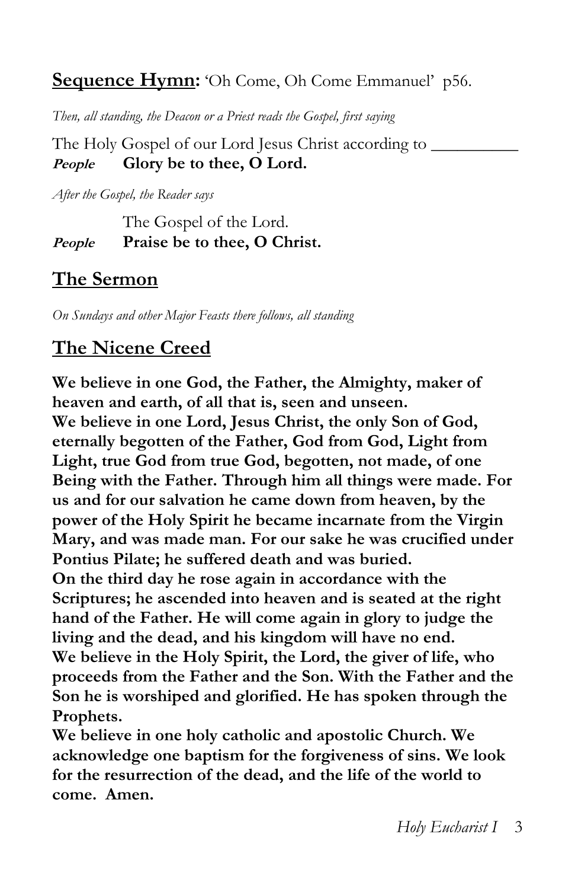## **Sequence Hymn:** 'Oh Come, Oh Come Emmanuel' p56.

*Then, all standing, the Deacon or a Priest reads the Gospel, first saying*

The Holy Gospel of our Lord Jesus Christ according to __________

***People*** **Glory be to thee, O Lord.**

*After the Gospel, the Reader says*

The Gospel of the Lord.

***People*** **Praise be to thee, O Christ.**

## The Sermon

*On Sundays and other Major Feasts there follows, all standing*

## The Nicene Creed

**We believe in one God, the Father, the Almighty, maker of heaven and earth, of all that is, seen and unseen.**
**We believe in one Lord, Jesus Christ, the only Son of God, eternally begotten of the Father, God from God, Light from Light, true God from true God, begotten, not made, of one Being with the Father. Through him all things were made. For us and for our salvation he came down from heaven, by the power of the Holy Spirit he became incarnate from the Virgin Mary, and was made man. For our sake he was crucified under Pontius Pilate; he suffered death and was buried.**
**On the third day he rose again in accordance with the Scriptures; he ascended into heaven and is seated at the right hand of the Father. He will come again in glory to judge the living and the dead, and his kingdom will have no end.**
**We believe in the Holy Spirit, the Lord, the giver of life, who proceeds from the Father and the Son. With the Father and the Son he is worshiped and glorified. He has spoken through the Prophets.**
**We believe in one holy catholic and apostolic Church. We acknowledge one baptism for the forgiveness of sins. We look for the resurrection of the dead, and the life of the world to come. Amen.**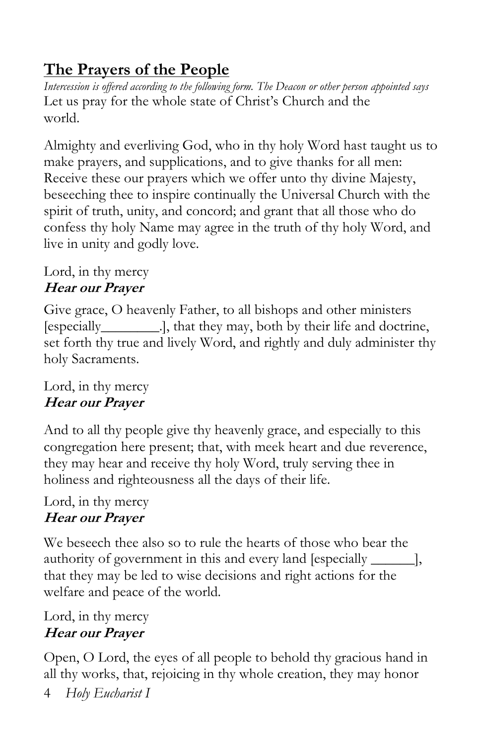## The Prayers of the People

*Intercession is offered according to the following form. The Deacon or other person appointed says*

Let us pray for the whole state of Christ's Church and the world.

Almighty and everliving God, who in thy holy Word hast taught us to make prayers, and supplications, and to give thanks for all men: Receive these our prayers which we offer unto thy divine Majesty, beseeching thee to inspire continually the Universal Church with the spirit of truth, unity, and concord; and grant that all those who do confess thy holy Name may agree in the truth of thy holy Word, and live in unity and godly love.

Lord, in thy mercy
***Hear our Prayer***

Give grace, O heavenly Father, to all bishops and other ministers [especially________.], that they may, both by their life and doctrine, set forth thy true and lively Word, and rightly and duly administer thy holy Sacraments.

Lord, in thy mercy
***Hear our Prayer***

And to all thy people give thy heavenly grace, and especially to this congregation here present; that, with meek heart and due reverence, they may hear and receive thy holy Word, truly serving thee in holiness and righteousness all the days of their life.

Lord, in thy mercy
***Hear our Prayer***

We beseech thee also so to rule the hearts of those who bear the authority of government in this and every land [especially ______], that they may be led to wise decisions and right actions for the welfare and peace of the world.

Lord, in thy mercy
***Hear our Prayer***

Open, O Lord, the eyes of all people to behold thy gracious hand in all thy works, that, rejoicing in thy whole creation, they may honor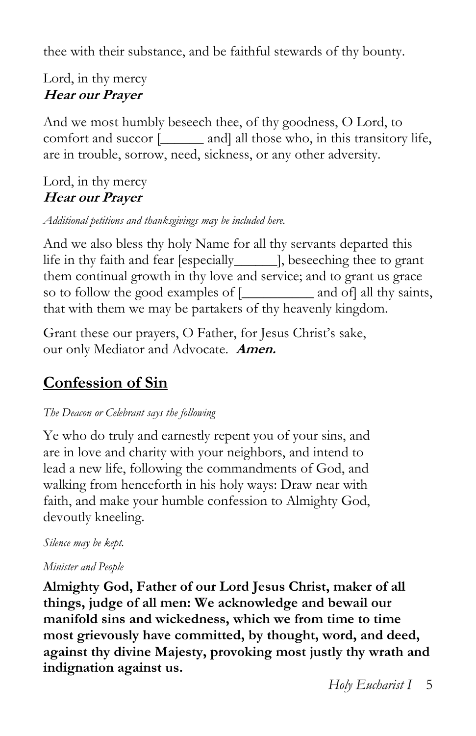thee with their substance, and be faithful stewards of thy bounty.

Lord, in thy mercy
***Hear our Prayer***

And we most humbly beseech thee, of thy goodness, O Lord, to comfort and succor [______ and] all those who, in this transitory life, are in trouble, sorrow, need, sickness, or any other adversity.

Lord, in thy mercy
***Hear our Prayer***

*Additional petitions and thanksgivings may be included here.*

And we also bless thy holy Name for all thy servants departed this life in thy faith and fear [especially______], beseeching thee to grant them continual growth in thy love and service; and to grant us grace so to follow the good examples of [__________ and of] all thy saints, that with them we may be partakers of thy heavenly kingdom.

Grant these our prayers, O Father, for Jesus Christ's sake, our only Mediator and Advocate. ***Amen.***

## Confession of Sin

*The Deacon or Celebrant says the following*

Ye who do truly and earnestly repent you of your sins, and are in love and charity with your neighbors, and intend to lead a new life, following the commandments of God, and walking from henceforth in his holy ways: Draw near with faith, and make your humble confession to Almighty God, devoutly kneeling.

*Silence may be kept.*

*Minister and People*

**Almighty God, Father of our Lord Jesus Christ, maker of all things, judge of all men: We acknowledge and bewail our manifold sins and wickedness, which we from time to time most grievously have committed, by thought, word, and deed, against thy divine Majesty, provoking most justly thy wrath and indignation against us.**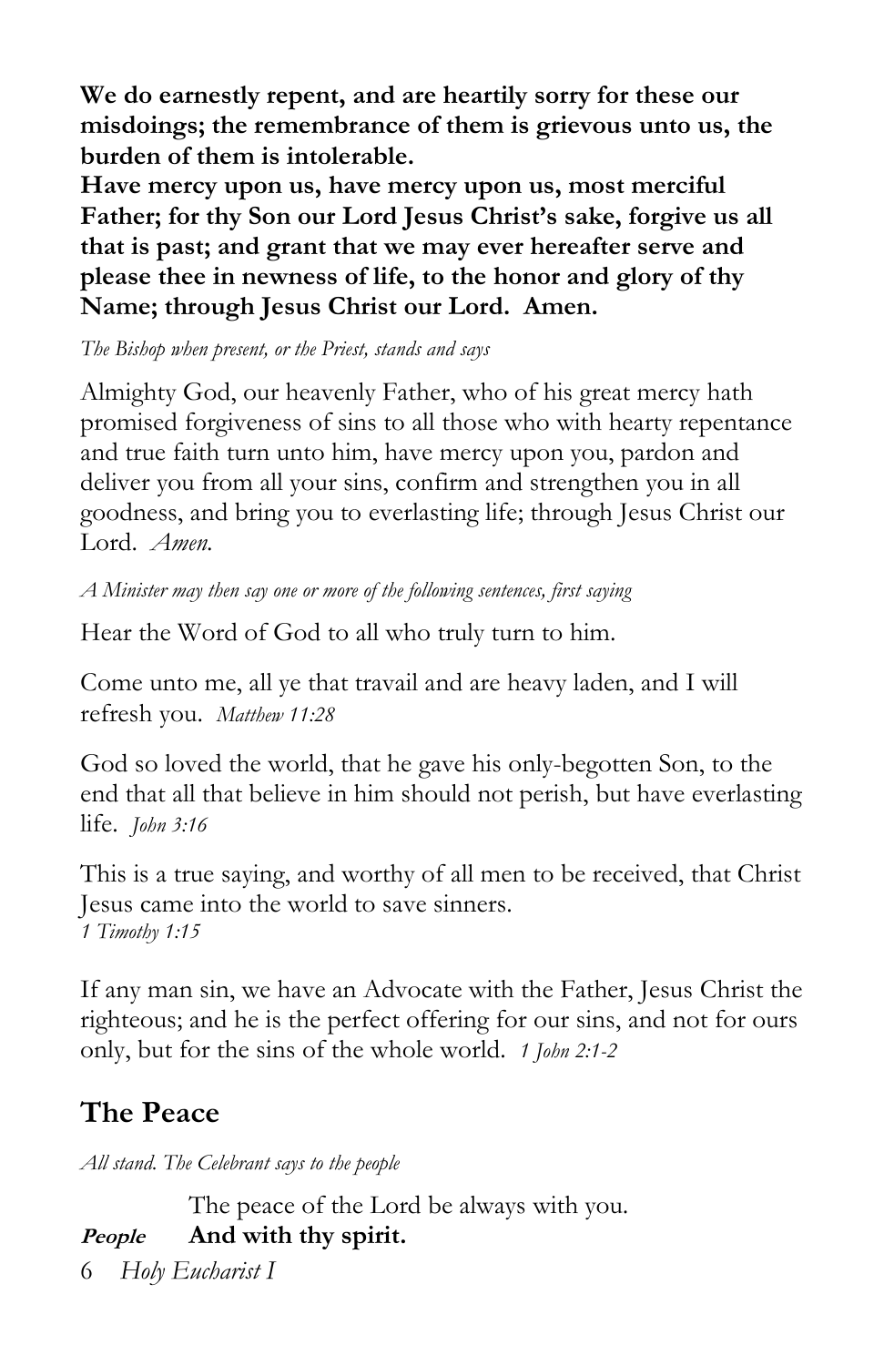**We do earnestly repent, and are heartily sorry for these our misdoings; the remembrance of them is grievous unto us, the burden of them is intolerable.**

**Have mercy upon us, have mercy upon us, most merciful Father; for thy Son our Lord Jesus Christ's sake, forgive us all that is past; and grant that we may ever hereafter serve and please thee in newness of life, to the honor and glory of thy Name; through Jesus Christ our Lord. Amen.**

*The Bishop when present, or the Priest, stands and says*

Almighty God, our heavenly Father, who of his great mercy hath promised forgiveness of sins to all those who with hearty repentance and true faith turn unto him, have mercy upon you, pardon and deliver you from all your sins, confirm and strengthen you in all goodness, and bring you to everlasting life; through Jesus Christ our Lord. *Amen.*

*A Minister may then say one or more of the following sentences, first saying*

Hear the Word of God to all who truly turn to him.

Come unto me, all ye that travail and are heavy laden, and I will refresh you. *Matthew 11:28*

God so loved the world, that he gave his only-begotten Son, to the end that all that believe in him should not perish, but have everlasting life. *John 3:16*

This is a true saying, and worthy of all men to be received, that Christ Jesus came into the world to save sinners.
*1 Timothy 1:15*

If any man sin, we have an Advocate with the Father, Jesus Christ the righteous; and he is the perfect offering for our sins, and not for ours only, but for the sins of the whole world. *1 John 2:1-2*

## The Peace

*All stand. The Celebrant says to the people*

The peace of the Lord be always with you.

***People*** **And with thy spirit.**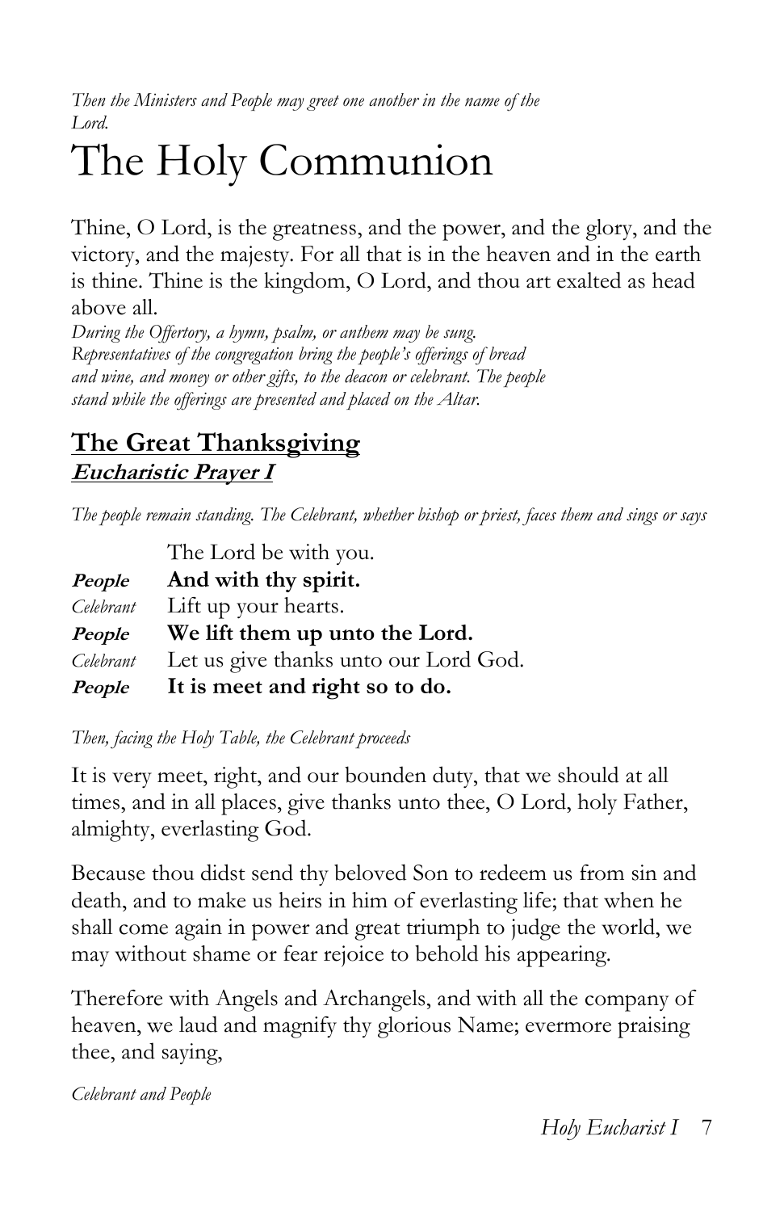*Then the Ministers and People may greet one another in the name of the Lord.*

# The Holy Communion

Thine, O Lord, is the greatness, and the power, and the glory, and the victory, and the majesty. For all that is in the heaven and in the earth is thine. Thine is the kingdom, O Lord, and thou art exalted as head above all.

*During the Offertory, a hymn, psalm, or anthem may be sung. Representatives of the congregation bring the people's offerings of bread and wine, and money or other gifts, to the deacon or celebrant. The people stand while the offerings are presented and placed on the Altar.*

## The Great Thanksgiving

### *Eucharistic Prayer I*

*The people remain standing. The Celebrant, whether bishop or priest, faces them and sings or says*

The Lord be with you.

***People*** **And with thy spirit.**

*Celebrant* Lift up your hearts.

***People*** **We lift them up unto the Lord.**

*Celebrant* Let us give thanks unto our Lord God.

***People*** **It is meet and right so to do.**

*Then, facing the Holy Table, the Celebrant proceeds*

It is very meet, right, and our bounden duty, that we should at all times, and in all places, give thanks unto thee, O Lord, holy Father, almighty, everlasting God.

Because thou didst send thy beloved Son to redeem us from sin and death, and to make us heirs in him of everlasting life; that when he shall come again in power and great triumph to judge the world, we may without shame or fear rejoice to behold his appearing.

Therefore with Angels and Archangels, and with all the company of heaven, we laud and magnify thy glorious Name; evermore praising thee, and saying,

*Celebrant and People*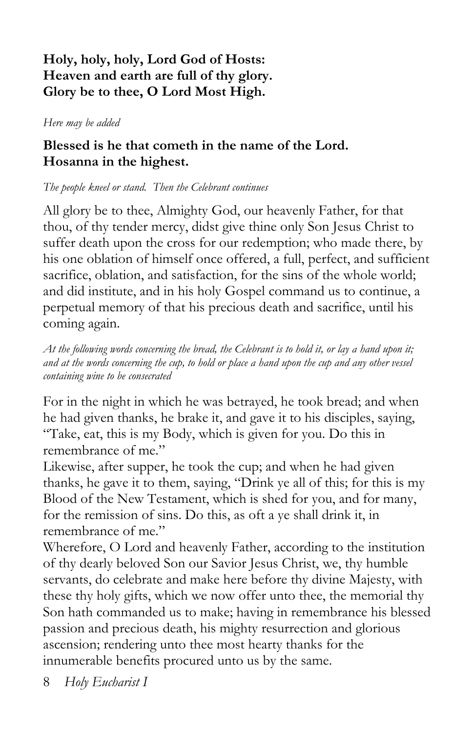**Holy, holy, holy, Lord God of Hosts:**
**Heaven and earth are full of thy glory.**
**Glory be to thee, O Lord Most High.**

*Here may be added*

**Blessed is he that cometh in the name of the Lord.**
**Hosanna in the highest.**

*The people kneel or stand. Then the Celebrant continues*

All glory be to thee, Almighty God, our heavenly Father, for that thou, of thy tender mercy, didst give thine only Son Jesus Christ to suffer death upon the cross for our redemption; who made there, by his one oblation of himself once offered, a full, perfect, and sufficient sacrifice, oblation, and satisfaction, for the sins of the whole world; and did institute, and in his holy Gospel command us to continue, a perpetual memory of that his precious death and sacrifice, until his coming again.

*At the following words concerning the bread, the Celebrant is to hold it, or lay a hand upon it; and at the words concerning the cup, to hold or place a hand upon the cup and any other vessel containing wine to be consecrated*

For in the night in which he was betrayed, he took bread; and when he had given thanks, he brake it, and gave it to his disciples, saying, "Take, eat, this is my Body, which is given for you. Do this in remembrance of me."

Likewise, after supper, he took the cup; and when he had given thanks, he gave it to them, saying, "Drink ye all of this; for this is my Blood of the New Testament, which is shed for you, and for many, for the remission of sins. Do this, as oft a ye shall drink it, in remembrance of me."

Wherefore, O Lord and heavenly Father, according to the institution of thy dearly beloved Son our Savior Jesus Christ, we, thy humble servants, do celebrate and make here before thy divine Majesty, with these thy holy gifts, which we now offer unto thee, the memorial thy Son hath commanded us to make; having in remembrance his blessed passion and precious death, his mighty resurrection and glorious ascension; rendering unto thee most hearty thanks for the innumerable benefits procured unto us by the same.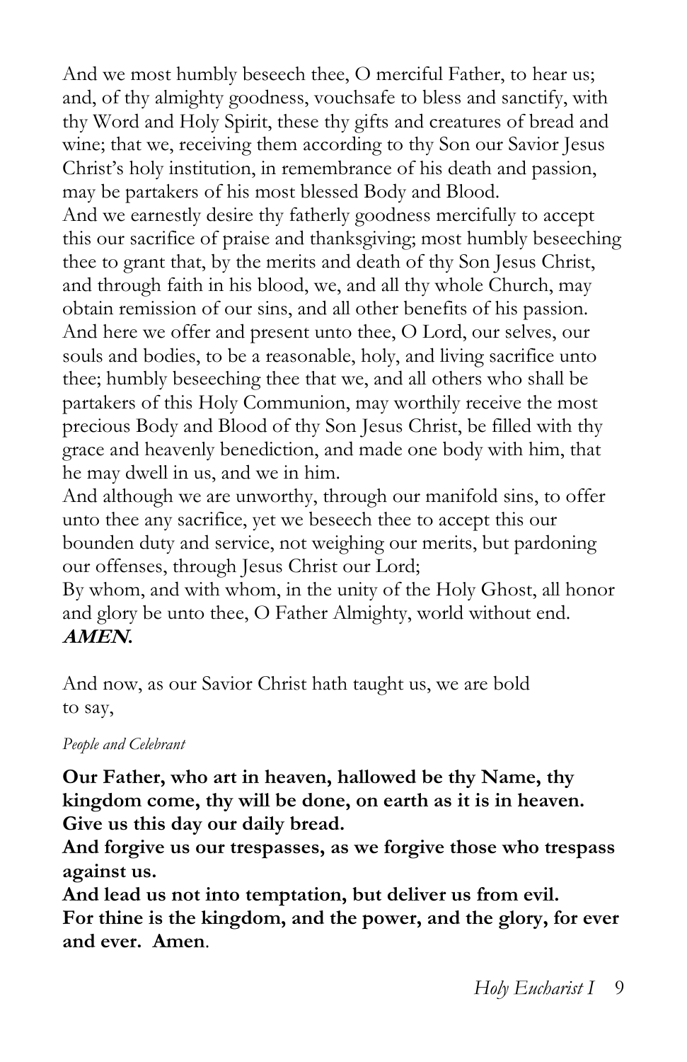And we most humbly beseech thee, O merciful Father, to hear us; and, of thy almighty goodness, vouchsafe to bless and sanctify, with thy Word and Holy Spirit, these thy gifts and creatures of bread and wine; that we, receiving them according to thy Son our Savior Jesus Christ's holy institution, in remembrance of his death and passion, may be partakers of his most blessed Body and Blood.

And we earnestly desire thy fatherly goodness mercifully to accept this our sacrifice of praise and thanksgiving; most humbly beseeching thee to grant that, by the merits and death of thy Son Jesus Christ, and through faith in his blood, we, and all thy whole Church, may obtain remission of our sins, and all other benefits of his passion.

And here we offer and present unto thee, O Lord, our selves, our souls and bodies, to be a reasonable, holy, and living sacrifice unto thee; humbly beseeching thee that we, and all others who shall be partakers of this Holy Communion, may worthily receive the most precious Body and Blood of thy Son Jesus Christ, be filled with thy grace and heavenly benediction, and made one body with him, that he may dwell in us, and we in him.

And although we are unworthy, through our manifold sins, to offer unto thee any sacrifice, yet we beseech thee to accept this our bounden duty and service, not weighing our merits, but pardoning our offenses, through Jesus Christ our Lord;

By whom, and with whom, in the unity of the Holy Ghost, all honor and glory be unto thee, O Father Almighty, world without end.
***AMEN.***

And now, as our Savior Christ hath taught us, we are bold to say,

*People and Celebrant*

**Our Father, who art in heaven, hallowed be thy Name, thy kingdom come, thy will be done, on earth as it is in heaven. Give us this day our daily bread.**

**And forgive us our trespasses, as we forgive those who trespass against us.**

**And lead us not into temptation, but deliver us from evil.**

**For thine is the kingdom, and the power, and the glory, for ever and ever. Amen**.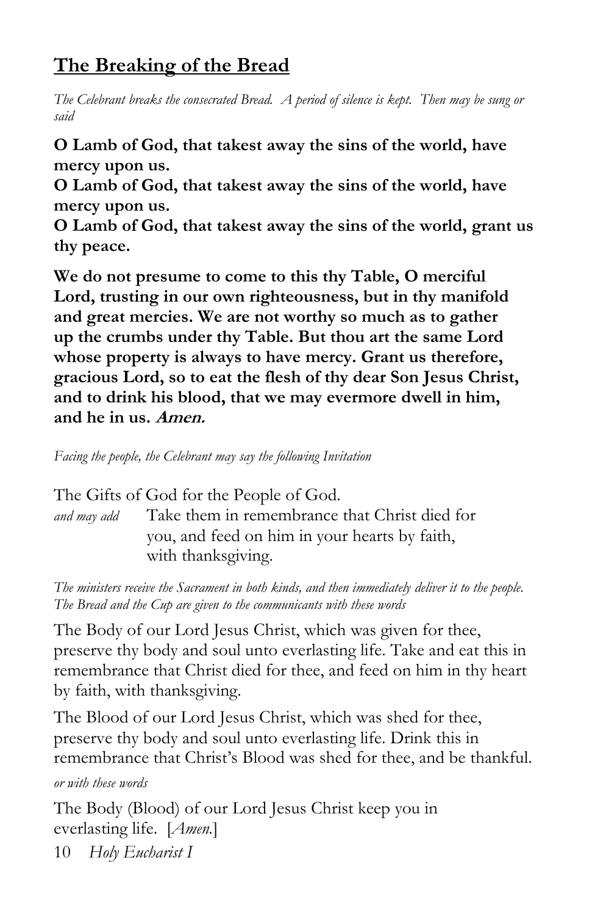## The Breaking of the Bread

*The Celebrant breaks the consecrated Bread. A period of silence is kept. Then may be sung or said*

**O Lamb of God, that takest away the sins of the world, have mercy upon us.**
**O Lamb of God, that takest away the sins of the world, have mercy upon us.**
**O Lamb of God, that takest away the sins of the world, grant us thy peace.**

**We do not presume to come to this thy Table, O merciful Lord, trusting in our own righteousness, but in thy manifold and great mercies. We are not worthy so much as to gather up the crumbs under thy Table. But thou art the same Lord whose property is always to have mercy. Grant us therefore, gracious Lord, so to eat the flesh of thy dear Son Jesus Christ, and to drink his blood, that we may evermore dwell in him, and he in us. *Amen.***

*Facing the people, the Celebrant may say the following Invitation*

The Gifts of God for the People of God.

*and may add* Take them in remembrance that Christ died for you, and feed on him in your hearts by faith, with thanksgiving.

*The ministers receive the Sacrament in both kinds, and then immediately deliver it to the people. The Bread and the Cup are given to the communicants with these words*

The Body of our Lord Jesus Christ, which was given for thee, preserve thy body and soul unto everlasting life. Take and eat this in remembrance that Christ died for thee, and feed on him in thy heart by faith, with thanksgiving.

The Blood of our Lord Jesus Christ, which was shed for thee, preserve thy body and soul unto everlasting life. Drink this in remembrance that Christ's Blood was shed for thee, and be thankful.

*or with these words*

The Body (Blood) of our Lord Jesus Christ keep you in everlasting life. [*Amen.*]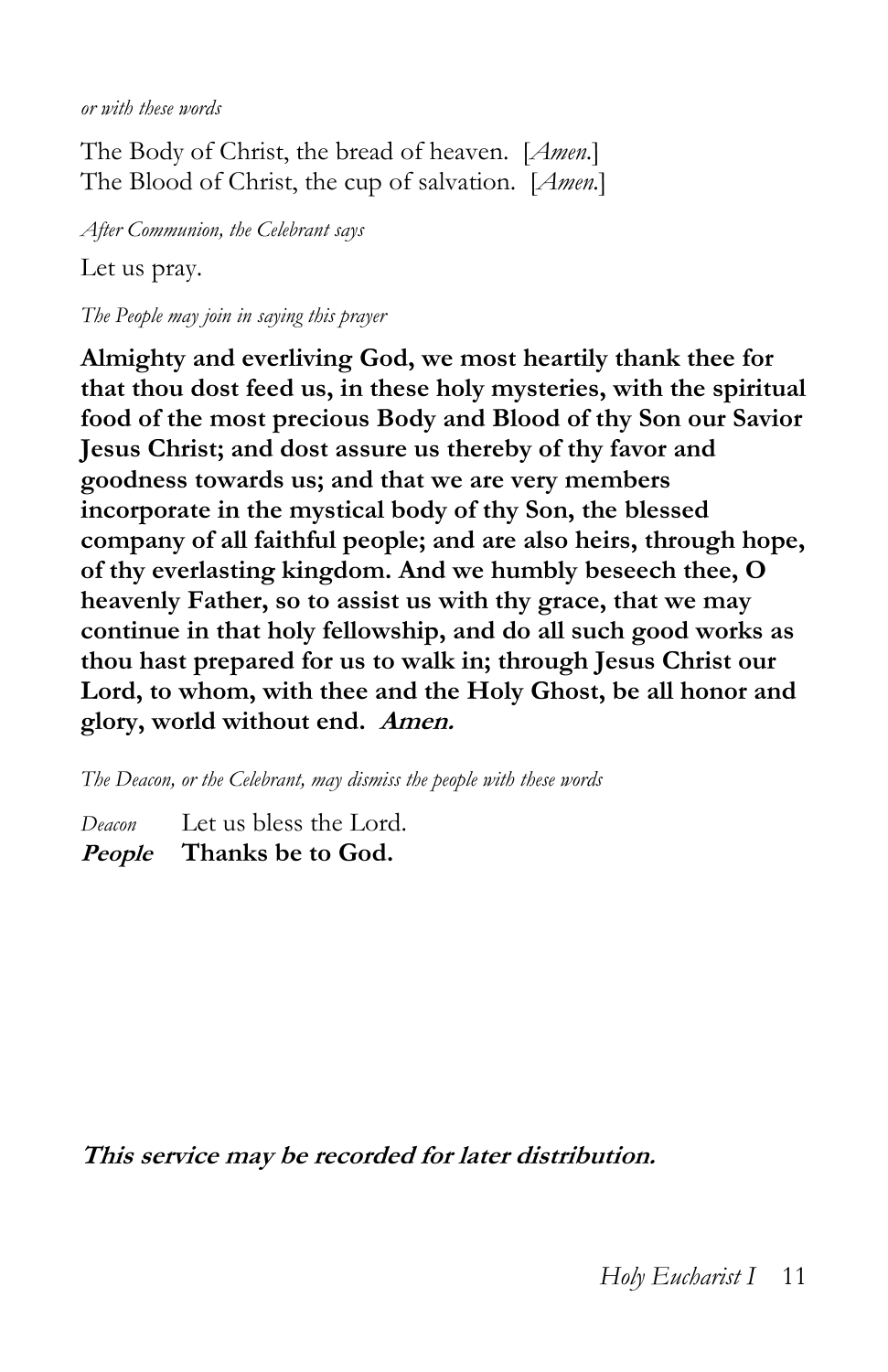*or with these words*

The Body of Christ, the bread of heaven. [*Amen.*]
The Blood of Christ, the cup of salvation. [*Amen.*]

*After Communion, the Celebrant says*

Let us pray.

*The People may join in saying this prayer*

**Almighty and everliving God, we most heartily thank thee for that thou dost feed us, in these holy mysteries, with the spiritual food of the most precious Body and Blood of thy Son our Savior Jesus Christ; and dost assure us thereby of thy favor and goodness towards us; and that we are very members incorporate in the mystical body of thy Son, the blessed company of all faithful people; and are also heirs, through hope, of thy everlasting kingdom. And we humbly beseech thee, O heavenly Father, so to assist us with thy grace, that we may continue in that holy fellowship, and do all such good works as thou hast prepared for us to walk in; through Jesus Christ our Lord, to whom, with thee and the Holy Ghost, be all honor and glory, world without end. *Amen.***

*The Deacon, or the Celebrant, may dismiss the people with these words*

*Deacon* Let us bless the Lord.
***People*** **Thanks be to God.**

***This service may be recorded for later distribution.***